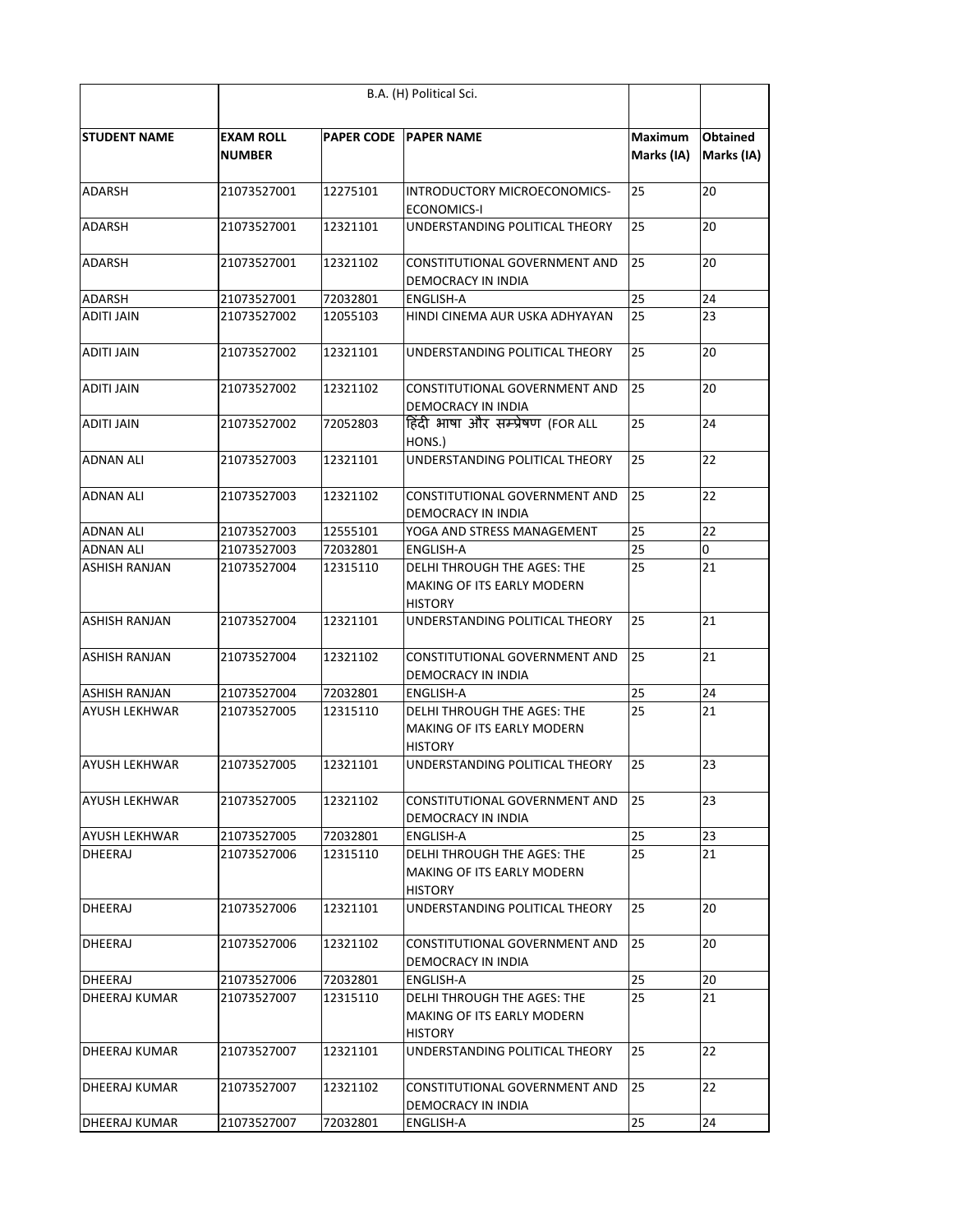|  | B.A. (H) Political Sci. | | | | |
|---|---|---|---|---|---|
| **STUDENT NAME** | **EXAM ROLL NUMBER** | **PAPER CODE** | **PAPER NAME** | **Maximum Marks (IA)** | **Obtained Marks (IA)** |
| ADARSH | 21073527001 | 12275101 | INTRODUCTORY MICROECONOMICS-ECONOMICS-I | 25 | 20 |
| ADARSH | 21073527001 | 12321101 | UNDERSTANDING POLITICAL THEORY | 25 | 20 |
| ADARSH | 21073527001 | 12321102 | CONSTITUTIONAL GOVERNMENT AND DEMOCRACY IN INDIA | 25 | 20 |
| ADARSH | 21073527001 | 72032801 | ENGLISH-A | 25 | 24 |
| ADITI JAIN | 21073527002 | 12055103 | HINDI CINEMA AUR USKA ADHYAYAN | 25 | 23 |
| ADITI JAIN | 21073527002 | 12321101 | UNDERSTANDING POLITICAL THEORY | 25 | 20 |
| ADITI JAIN | 21073527002 | 12321102 | CONSTITUTIONAL GOVERNMENT AND DEMOCRACY IN INDIA | 25 | 20 |
| ADITI JAIN | 21073527002 | 72052803 | हिंदी भाषा और सम्प्रेषण (FOR ALL HONS.) | 25 | 24 |
| ADNAN ALI | 21073527003 | 12321101 | UNDERSTANDING POLITICAL THEORY | 25 | 22 |
| ADNAN ALI | 21073527003 | 12321102 | CONSTITUTIONAL GOVERNMENT AND DEMOCRACY IN INDIA | 25 | 22 |
| ADNAN ALI | 21073527003 | 12555101 | YOGA AND STRESS MANAGEMENT | 25 | 22 |
| ADNAN ALI | 21073527003 | 72032801 | ENGLISH-A | 25 | 0 |
| ASHISH RANJAN | 21073527004 | 12315110 | DELHI THROUGH THE AGES: THE MAKING OF ITS EARLY MODERN HISTORY | 25 | 21 |
| ASHISH RANJAN | 21073527004 | 12321101 | UNDERSTANDING POLITICAL THEORY | 25 | 21 |
| ASHISH RANJAN | 21073527004 | 12321102 | CONSTITUTIONAL GOVERNMENT AND DEMOCRACY IN INDIA | 25 | 21 |
| ASHISH RANJAN | 21073527004 | 72032801 | ENGLISH-A | 25 | 24 |
| AYUSH LEKHWAR | 21073527005 | 12315110 | DELHI THROUGH THE AGES: THE MAKING OF ITS EARLY MODERN HISTORY | 25 | 21 |
| AYUSH LEKHWAR | 21073527005 | 12321101 | UNDERSTANDING POLITICAL THEORY | 25 | 23 |
| AYUSH LEKHWAR | 21073527005 | 12321102 | CONSTITUTIONAL GOVERNMENT AND DEMOCRACY IN INDIA | 25 | 23 |
| AYUSH LEKHWAR | 21073527005 | 72032801 | ENGLISH-A | 25 | 23 |
| DHEERAJ | 21073527006 | 12315110 | DELHI THROUGH THE AGES: THE MAKING OF ITS EARLY MODERN HISTORY | 25 | 21 |
| DHEERAJ | 21073527006 | 12321101 | UNDERSTANDING POLITICAL THEORY | 25 | 20 |
| DHEERAJ | 21073527006 | 12321102 | CONSTITUTIONAL GOVERNMENT AND DEMOCRACY IN INDIA | 25 | 20 |
| DHEERAJ | 21073527006 | 72032801 | ENGLISH-A | 25 | 20 |
| DHEERAJ KUMAR | 21073527007 | 12315110 | DELHI THROUGH THE AGES: THE MAKING OF ITS EARLY MODERN HISTORY | 25 | 21 |
| DHEERAJ KUMAR | 21073527007 | 12321101 | UNDERSTANDING POLITICAL THEORY | 25 | 22 |
| DHEERAJ KUMAR | 21073527007 | 12321102 | CONSTITUTIONAL GOVERNMENT AND DEMOCRACY IN INDIA | 25 | 22 |
| DHEERAJ KUMAR | 21073527007 | 72032801 | ENGLISH-A | 25 | 24 |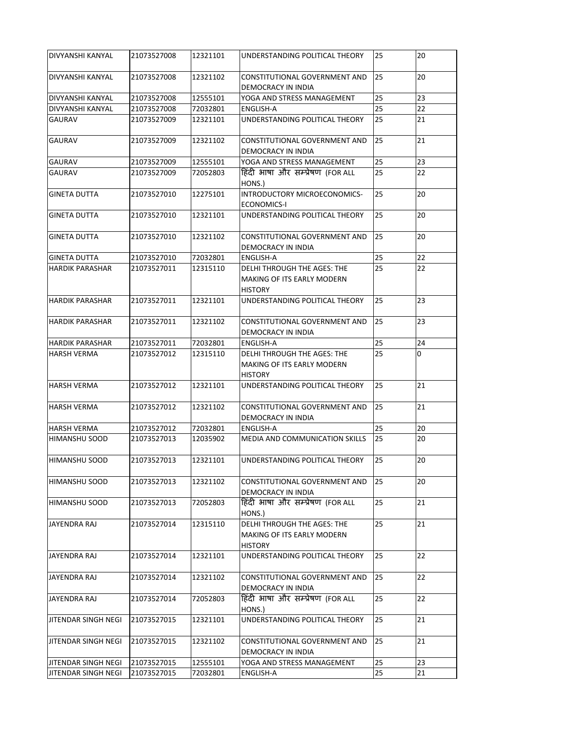| DIVYANSHI KANYAL | 21073527008 | 12321101 | UNDERSTANDING POLITICAL THEORY | 25 | 20 |
|---|---|---|---|---|---|
| DIVYANSHI KANYAL | 21073527008 | 12321102 | CONSTITUTIONAL GOVERNMENT AND DEMOCRACY IN INDIA | 25 | 20 |
| DIVYANSHI KANYAL | 21073527008 | 12555101 | YOGA AND STRESS MANAGEMENT | 25 | 23 |
| DIVYANSHI KANYAL | 21073527008 | 72032801 | ENGLISH-A | 25 | 22 |
| GAURAV | 21073527009 | 12321101 | UNDERSTANDING POLITICAL THEORY | 25 | 21 |
| GAURAV | 21073527009 | 12321102 | CONSTITUTIONAL GOVERNMENT AND DEMOCRACY IN INDIA | 25 | 21 |
| GAURAV | 21073527009 | 12555101 | YOGA AND STRESS MANAGEMENT | 25 | 23 |
| GAURAV | 21073527009 | 72052803 | हिंदी भाषा और सम्प्रेषण (FOR ALL HONS.) | 25 | 22 |
| GINETA DUTTA | 21073527010 | 12275101 | INTRODUCTORY MICROECONOMICS-ECONOMICS-I | 25 | 20 |
| GINETA DUTTA | 21073527010 | 12321101 | UNDERSTANDING POLITICAL THEORY | 25 | 20 |
| GINETA DUTTA | 21073527010 | 12321102 | CONSTITUTIONAL GOVERNMENT AND DEMOCRACY IN INDIA | 25 | 20 |
| GINETA DUTTA | 21073527010 | 72032801 | ENGLISH-A | 25 | 22 |
| HARDIK PARASHAR | 21073527011 | 12315110 | DELHI THROUGH THE AGES: THE MAKING OF ITS EARLY MODERN HISTORY | 25 | 22 |
| HARDIK PARASHAR | 21073527011 | 12321101 | UNDERSTANDING POLITICAL THEORY | 25 | 23 |
| HARDIK PARASHAR | 21073527011 | 12321102 | CONSTITUTIONAL GOVERNMENT AND DEMOCRACY IN INDIA | 25 | 23 |
| HARDIK PARASHAR | 21073527011 | 72032801 | ENGLISH-A | 25 | 24 |
| HARSH VERMA | 21073527012 | 12315110 | DELHI THROUGH THE AGES: THE MAKING OF ITS EARLY MODERN HISTORY | 25 | 0 |
| HARSH VERMA | 21073527012 | 12321101 | UNDERSTANDING POLITICAL THEORY | 25 | 21 |
| HARSH VERMA | 21073527012 | 12321102 | CONSTITUTIONAL GOVERNMENT AND DEMOCRACY IN INDIA | 25 | 21 |
| HARSH VERMA | 21073527012 | 72032801 | ENGLISH-A | 25 | 20 |
| HIMANSHU SOOD | 21073527013 | 12035902 | MEDIA AND COMMUNICATION SKILLS | 25 | 20 |
| HIMANSHU SOOD | 21073527013 | 12321101 | UNDERSTANDING POLITICAL THEORY | 25 | 20 |
| HIMANSHU SOOD | 21073527013 | 12321102 | CONSTITUTIONAL GOVERNMENT AND DEMOCRACY IN INDIA | 25 | 20 |
| HIMANSHU SOOD | 21073527013 | 72052803 | हिंदी भाषा और सम्प्रेषण (FOR ALL HONS.) | 25 | 21 |
| JAYENDRA RAJ | 21073527014 | 12315110 | DELHI THROUGH THE AGES: THE MAKING OF ITS EARLY MODERN HISTORY | 25 | 21 |
| JAYENDRA RAJ | 21073527014 | 12321101 | UNDERSTANDING POLITICAL THEORY | 25 | 22 |
| JAYENDRA RAJ | 21073527014 | 12321102 | CONSTITUTIONAL GOVERNMENT AND DEMOCRACY IN INDIA | 25 | 22 |
| JAYENDRA RAJ | 21073527014 | 72052803 | हिंदी भाषा और सम्प्रेषण (FOR ALL HONS.) | 25 | 22 |
| JITENDAR SINGH NEGI | 21073527015 | 12321101 | UNDERSTANDING POLITICAL THEORY | 25 | 21 |
| JITENDAR SINGH NEGI | 21073527015 | 12321102 | CONSTITUTIONAL GOVERNMENT AND DEMOCRACY IN INDIA | 25 | 21 |
| JITENDAR SINGH NEGI | 21073527015 | 12555101 | YOGA AND STRESS MANAGEMENT | 25 | 23 |
| JITENDAR SINGH NEGI | 21073527015 | 72032801 | ENGLISH-A | 25 | 21 |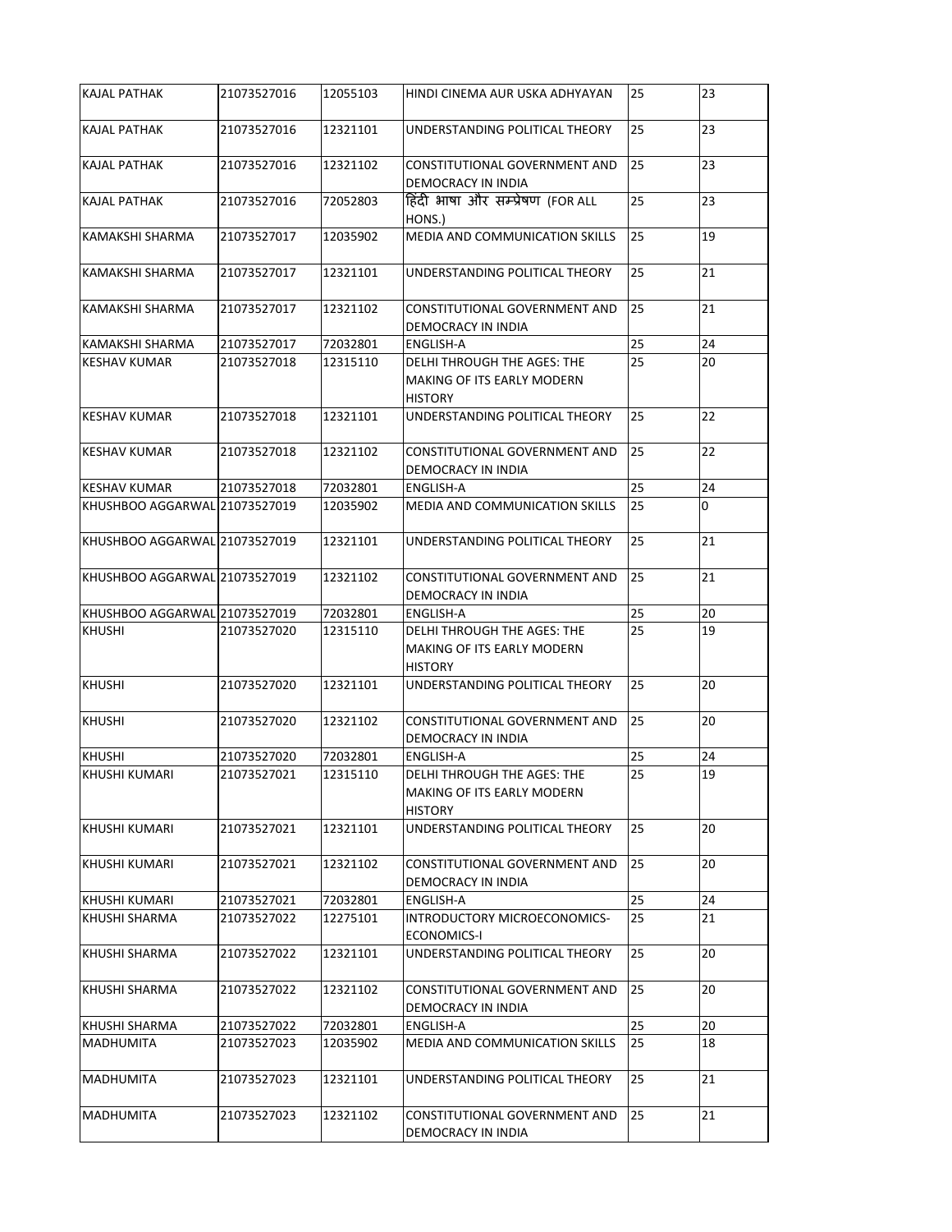| KAJAL PATHAK | 21073527016 | 12055103 | HINDI CINEMA AUR USKA ADHYAYAN | 25 | 23 |
|---|---|---|---|---|---|
| KAJAL PATHAK | 21073527016 | 12321101 | UNDERSTANDING POLITICAL THEORY | 25 | 23 |
| KAJAL PATHAK | 21073527016 | 12321102 | CONSTITUTIONAL GOVERNMENT AND DEMOCRACY IN INDIA | 25 | 23 |
| KAJAL PATHAK | 21073527016 | 72052803 | हिंदी भाषा और सम्प्रेषण (FOR ALL HONS.) | 25 | 23 |
| KAMAKSHI SHARMA | 21073527017 | 12035902 | MEDIA AND COMMUNICATION SKILLS | 25 | 19 |
| KAMAKSHI SHARMA | 21073527017 | 12321101 | UNDERSTANDING POLITICAL THEORY | 25 | 21 |
| KAMAKSHI SHARMA | 21073527017 | 12321102 | CONSTITUTIONAL GOVERNMENT AND DEMOCRACY IN INDIA | 25 | 21 |
| KAMAKSHI SHARMA | 21073527017 | 72032801 | ENGLISH-A | 25 | 24 |
| KESHAV KUMAR | 21073527018 | 12315110 | DELHI THROUGH THE AGES: THE MAKING OF ITS EARLY MODERN HISTORY | 25 | 20 |
| KESHAV KUMAR | 21073527018 | 12321101 | UNDERSTANDING POLITICAL THEORY | 25 | 22 |
| KESHAV KUMAR | 21073527018 | 12321102 | CONSTITUTIONAL GOVERNMENT AND DEMOCRACY IN INDIA | 25 | 22 |
| KESHAV KUMAR | 21073527018 | 72032801 | ENGLISH-A | 25 | 24 |
| KHUSHBOO AGGARWAL | 21073527019 | 12035902 | MEDIA AND COMMUNICATION SKILLS | 25 | 0 |
| KHUSHBOO AGGARWAL | 21073527019 | 12321101 | UNDERSTANDING POLITICAL THEORY | 25 | 21 |
| KHUSHBOO AGGARWAL | 21073527019 | 12321102 | CONSTITUTIONAL GOVERNMENT AND DEMOCRACY IN INDIA | 25 | 21 |
| KHUSHBOO AGGARWAL | 21073527019 | 72032801 | ENGLISH-A | 25 | 20 |
| KHUSHI | 21073527020 | 12315110 | DELHI THROUGH THE AGES: THE MAKING OF ITS EARLY MODERN HISTORY | 25 | 19 |
| KHUSHI | 21073527020 | 12321101 | UNDERSTANDING POLITICAL THEORY | 25 | 20 |
| KHUSHI | 21073527020 | 12321102 | CONSTITUTIONAL GOVERNMENT AND DEMOCRACY IN INDIA | 25 | 20 |
| KHUSHI | 21073527020 | 72032801 | ENGLISH-A | 25 | 24 |
| KHUSHI KUMARI | 21073527021 | 12315110 | DELHI THROUGH THE AGES: THE MAKING OF ITS EARLY MODERN HISTORY | 25 | 19 |
| KHUSHI KUMARI | 21073527021 | 12321101 | UNDERSTANDING POLITICAL THEORY | 25 | 20 |
| KHUSHI KUMARI | 21073527021 | 12321102 | CONSTITUTIONAL GOVERNMENT AND DEMOCRACY IN INDIA | 25 | 20 |
| KHUSHI KUMARI | 21073527021 | 72032801 | ENGLISH-A | 25 | 24 |
| KHUSHI SHARMA | 21073527022 | 12275101 | INTRODUCTORY MICROECONOMICS-ECONOMICS-I | 25 | 21 |
| KHUSHI SHARMA | 21073527022 | 12321101 | UNDERSTANDING POLITICAL THEORY | 25 | 20 |
| KHUSHI SHARMA | 21073527022 | 12321102 | CONSTITUTIONAL GOVERNMENT AND DEMOCRACY IN INDIA | 25 | 20 |
| KHUSHI SHARMA | 21073527022 | 72032801 | ENGLISH-A | 25 | 20 |
| MADHUMITA | 21073527023 | 12035902 | MEDIA AND COMMUNICATION SKILLS | 25 | 18 |
| MADHUMITA | 21073527023 | 12321101 | UNDERSTANDING POLITICAL THEORY | 25 | 21 |
| MADHUMITA | 21073527023 | 12321102 | CONSTITUTIONAL GOVERNMENT AND DEMOCRACY IN INDIA | 25 | 21 |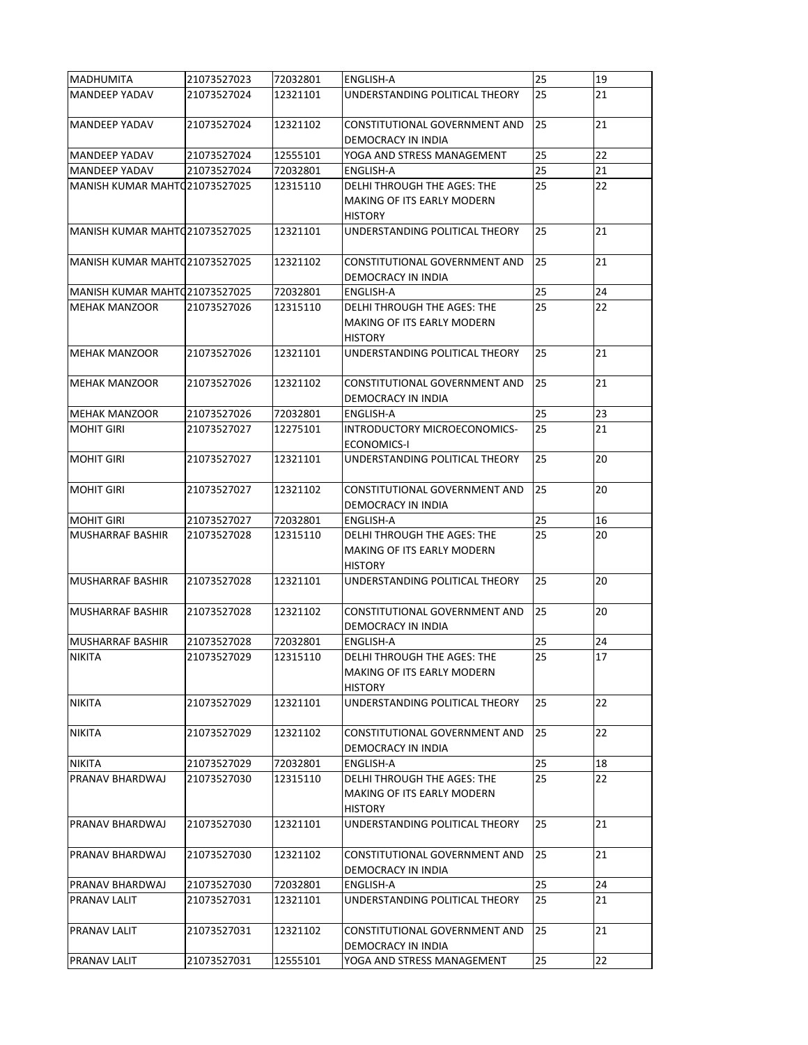| | | | | | |
|---|---|---|---|---|---|
| MADHUMITA | 21073527023 | 72032801 | ENGLISH-A | 25 | 19 |
| MANDEEP YADAV | 21073527024 | 12321101 | UNDERSTANDING POLITICAL THEORY | 25 | 21 |
| MANDEEP YADAV | 21073527024 | 12321102 | CONSTITUTIONAL GOVERNMENT AND DEMOCRACY IN INDIA | 25 | 21 |
| MANDEEP YADAV | 21073527024 | 12555101 | YOGA AND STRESS MANAGEMENT | 25 | 22 |
| MANDEEP YADAV | 21073527024 | 72032801 | ENGLISH-A | 25 | 21 |
| MANISH KUMAR MAHTO | 21073527025 | 12315110 | DELHI THROUGH THE AGES: THE MAKING OF ITS EARLY MODERN HISTORY | 25 | 22 |
| MANISH KUMAR MAHTO | 21073527025 | 12321101 | UNDERSTANDING POLITICAL THEORY | 25 | 21 |
| MANISH KUMAR MAHTO | 21073527025 | 12321102 | CONSTITUTIONAL GOVERNMENT AND DEMOCRACY IN INDIA | 25 | 21 |
| MANISH KUMAR MAHTO | 21073527025 | 72032801 | ENGLISH-A | 25 | 24 |
| MEHAK MANZOOR | 21073527026 | 12315110 | DELHI THROUGH THE AGES: THE MAKING OF ITS EARLY MODERN HISTORY | 25 | 22 |
| MEHAK MANZOOR | 21073527026 | 12321101 | UNDERSTANDING POLITICAL THEORY | 25 | 21 |
| MEHAK MANZOOR | 21073527026 | 12321102 | CONSTITUTIONAL GOVERNMENT AND DEMOCRACY IN INDIA | 25 | 21 |
| MEHAK MANZOOR | 21073527026 | 72032801 | ENGLISH-A | 25 | 23 |
| MOHIT GIRI | 21073527027 | 12275101 | INTRODUCTORY MICROECONOMICS-ECONOMICS-I | 25 | 21 |
| MOHIT GIRI | 21073527027 | 12321101 | UNDERSTANDING POLITICAL THEORY | 25 | 20 |
| MOHIT GIRI | 21073527027 | 12321102 | CONSTITUTIONAL GOVERNMENT AND DEMOCRACY IN INDIA | 25 | 20 |
| MOHIT GIRI | 21073527027 | 72032801 | ENGLISH-A | 25 | 16 |
| MUSHARRAF BASHIR | 21073527028 | 12315110 | DELHI THROUGH THE AGES: THE MAKING OF ITS EARLY MODERN HISTORY | 25 | 20 |
| MUSHARRAF BASHIR | 21073527028 | 12321101 | UNDERSTANDING POLITICAL THEORY | 25 | 20 |
| MUSHARRAF BASHIR | 21073527028 | 12321102 | CONSTITUTIONAL GOVERNMENT AND DEMOCRACY IN INDIA | 25 | 20 |
| MUSHARRAF BASHIR | 21073527028 | 72032801 | ENGLISH-A | 25 | 24 |
| NIKITA | 21073527029 | 12315110 | DELHI THROUGH THE AGES: THE MAKING OF ITS EARLY MODERN HISTORY | 25 | 17 |
| NIKITA | 21073527029 | 12321101 | UNDERSTANDING POLITICAL THEORY | 25 | 22 |
| NIKITA | 21073527029 | 12321102 | CONSTITUTIONAL GOVERNMENT AND DEMOCRACY IN INDIA | 25 | 22 |
| NIKITA | 21073527029 | 72032801 | ENGLISH-A | 25 | 18 |
| PRANAV BHARDWAJ | 21073527030 | 12315110 | DELHI THROUGH THE AGES: THE MAKING OF ITS EARLY MODERN HISTORY | 25 | 22 |
| PRANAV BHARDWAJ | 21073527030 | 12321101 | UNDERSTANDING POLITICAL THEORY | 25 | 21 |
| PRANAV BHARDWAJ | 21073527030 | 12321102 | CONSTITUTIONAL GOVERNMENT AND DEMOCRACY IN INDIA | 25 | 21 |
| PRANAV BHARDWAJ | 21073527030 | 72032801 | ENGLISH-A | 25 | 24 |
| PRANAV LALIT | 21073527031 | 12321101 | UNDERSTANDING POLITICAL THEORY | 25 | 21 |
| PRANAV LALIT | 21073527031 | 12321102 | CONSTITUTIONAL GOVERNMENT AND DEMOCRACY IN INDIA | 25 | 21 |
| PRANAV LALIT | 21073527031 | 12555101 | YOGA AND STRESS MANAGEMENT | 25 | 22 |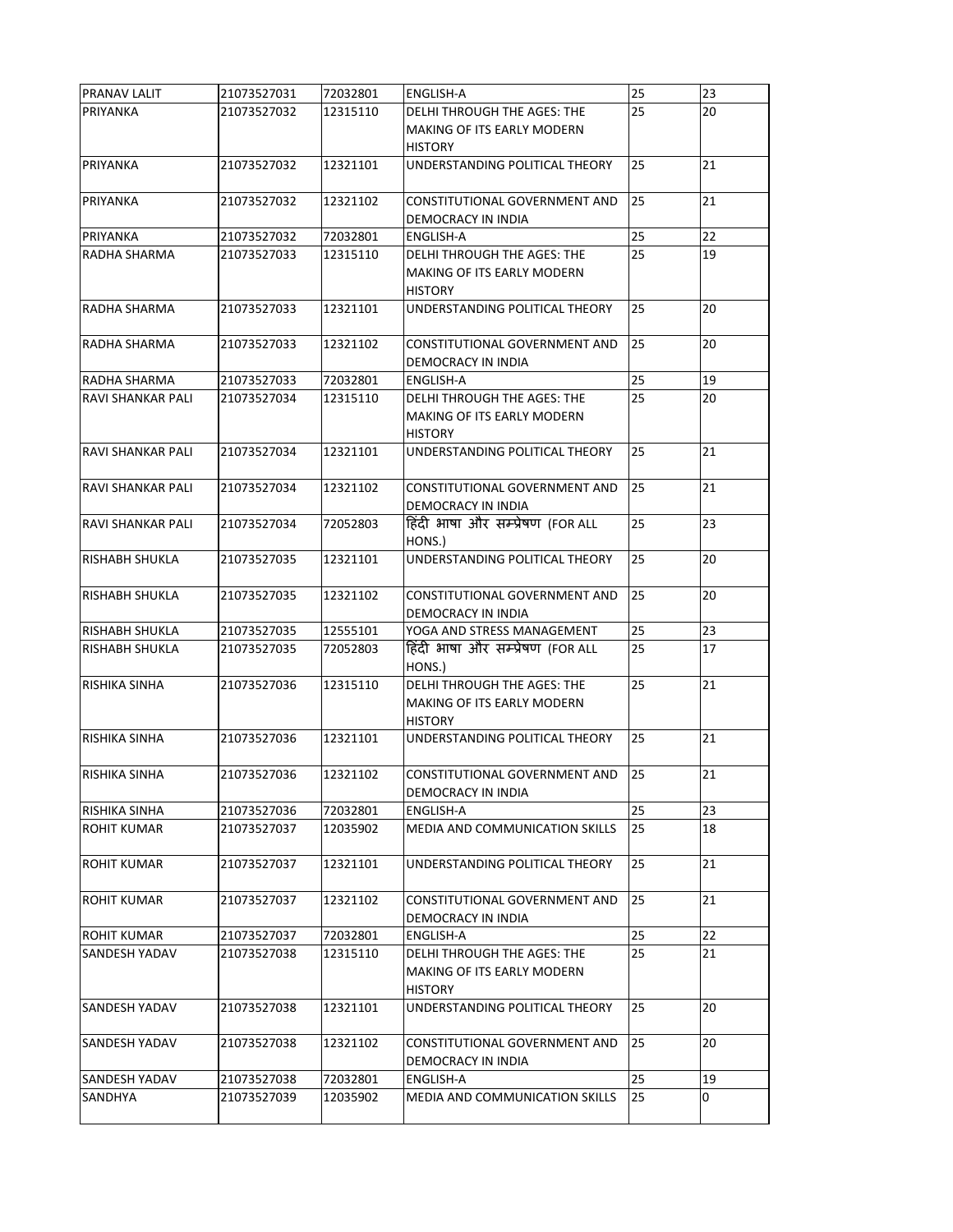| PRANAV LALIT | 21073527031 | 72032801 | ENGLISH-A | 25 | 23 |
|---|---|---|---|---|---|
| PRIYANKA | 21073527032 | 12315110 | DELHI THROUGH THE AGES: THE MAKING OF ITS EARLY MODERN HISTORY | 25 | 20 |
| PRIYANKA | 21073527032 | 12321101 | UNDERSTANDING POLITICAL THEORY | 25 | 21 |
| PRIYANKA | 21073527032 | 12321102 | CONSTITUTIONAL GOVERNMENT AND DEMOCRACY IN INDIA | 25 | 21 |
| PRIYANKA | 21073527032 | 72032801 | ENGLISH-A | 25 | 22 |
| RADHA SHARMA | 21073527033 | 12315110 | DELHI THROUGH THE AGES: THE MAKING OF ITS EARLY MODERN HISTORY | 25 | 19 |
| RADHA SHARMA | 21073527033 | 12321101 | UNDERSTANDING POLITICAL THEORY | 25 | 20 |
| RADHA SHARMA | 21073527033 | 12321102 | CONSTITUTIONAL GOVERNMENT AND DEMOCRACY IN INDIA | 25 | 20 |
| RADHA SHARMA | 21073527033 | 72032801 | ENGLISH-A | 25 | 19 |
| RAVI SHANKAR PALI | 21073527034 | 12315110 | DELHI THROUGH THE AGES: THE MAKING OF ITS EARLY MODERN HISTORY | 25 | 20 |
| RAVI SHANKAR PALI | 21073527034 | 12321101 | UNDERSTANDING POLITICAL THEORY | 25 | 21 |
| RAVI SHANKAR PALI | 21073527034 | 12321102 | CONSTITUTIONAL GOVERNMENT AND DEMOCRACY IN INDIA | 25 | 21 |
| RAVI SHANKAR PALI | 21073527034 | 72052803 | हिंदी भाषा और सम्प्रेषण (FOR ALL HONS.) | 25 | 23 |
| RISHABH SHUKLA | 21073527035 | 12321101 | UNDERSTANDING POLITICAL THEORY | 25 | 20 |
| RISHABH SHUKLA | 21073527035 | 12321102 | CONSTITUTIONAL GOVERNMENT AND DEMOCRACY IN INDIA | 25 | 20 |
| RISHABH SHUKLA | 21073527035 | 12555101 | YOGA AND STRESS MANAGEMENT | 25 | 23 |
| RISHABH SHUKLA | 21073527035 | 72052803 | हिंदी भाषा और सम्प्रेषण (FOR ALL HONS.) | 25 | 17 |
| RISHIKA SINHA | 21073527036 | 12315110 | DELHI THROUGH THE AGES: THE MAKING OF ITS EARLY MODERN HISTORY | 25 | 21 |
| RISHIKA SINHA | 21073527036 | 12321101 | UNDERSTANDING POLITICAL THEORY | 25 | 21 |
| RISHIKA SINHA | 21073527036 | 12321102 | CONSTITUTIONAL GOVERNMENT AND DEMOCRACY IN INDIA | 25 | 21 |
| RISHIKA SINHA | 21073527036 | 72032801 | ENGLISH-A | 25 | 23 |
| ROHIT KUMAR | 21073527037 | 12035902 | MEDIA AND COMMUNICATION SKILLS | 25 | 18 |
| ROHIT KUMAR | 21073527037 | 12321101 | UNDERSTANDING POLITICAL THEORY | 25 | 21 |
| ROHIT KUMAR | 21073527037 | 12321102 | CONSTITUTIONAL GOVERNMENT AND DEMOCRACY IN INDIA | 25 | 21 |
| ROHIT KUMAR | 21073527037 | 72032801 | ENGLISH-A | 25 | 22 |
| SANDESH YADAV | 21073527038 | 12315110 | DELHI THROUGH THE AGES: THE MAKING OF ITS EARLY MODERN HISTORY | 25 | 21 |
| SANDESH YADAV | 21073527038 | 12321101 | UNDERSTANDING POLITICAL THEORY | 25 | 20 |
| SANDESH YADAV | 21073527038 | 12321102 | CONSTITUTIONAL GOVERNMENT AND DEMOCRACY IN INDIA | 25 | 20 |
| SANDESH YADAV | 21073527038 | 72032801 | ENGLISH-A | 25 | 19 |
| SANDHYA | 21073527039 | 12035902 | MEDIA AND COMMUNICATION SKILLS | 25 | 0 |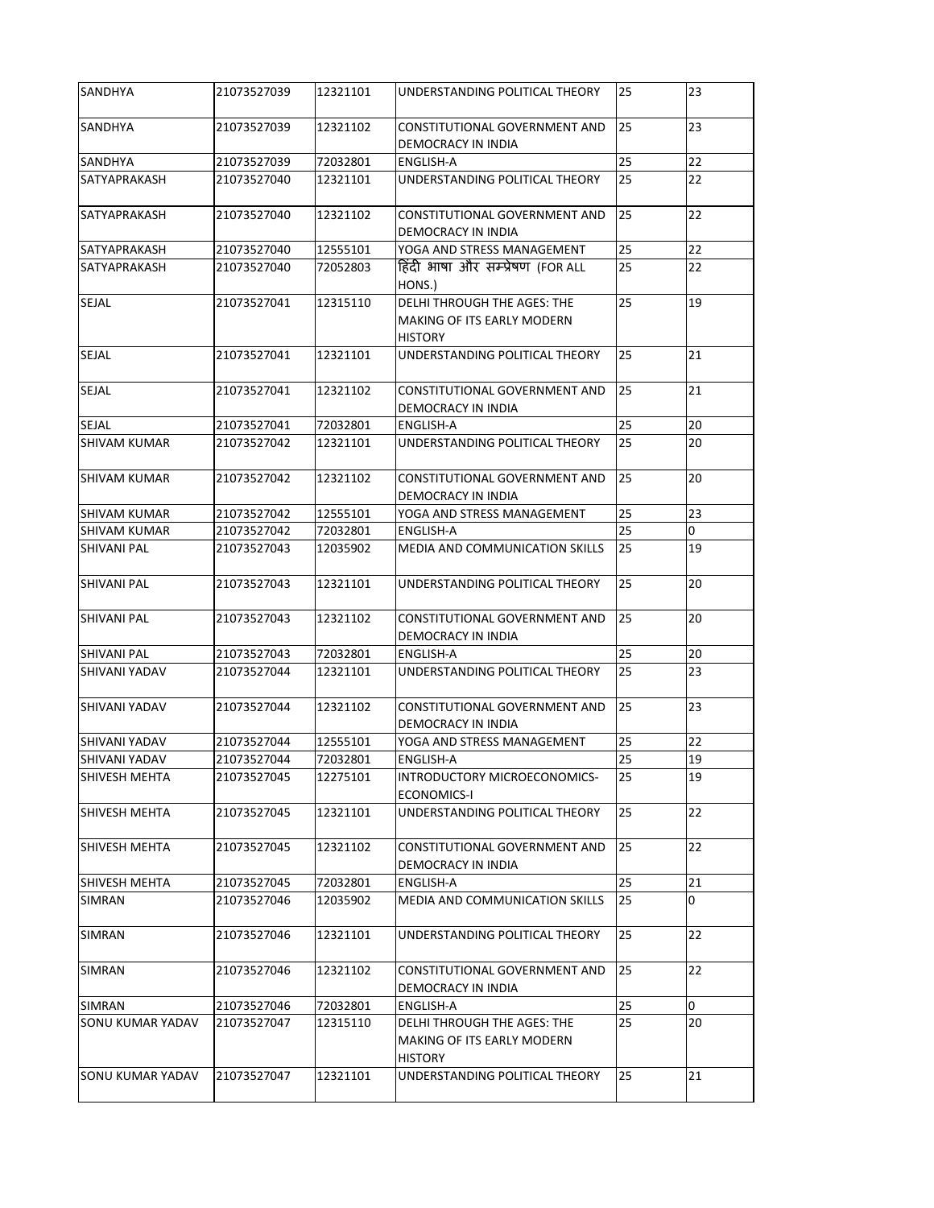| | | | | | |
|---|---|---|---|---|---|
| SANDHYA | 21073527039 | 12321101 | UNDERSTANDING POLITICAL THEORY | 25 | 23 |
| SANDHYA | 21073527039 | 12321102 | CONSTITUTIONAL GOVERNMENT AND DEMOCRACY IN INDIA | 25 | 23 |
| SANDHYA | 21073527039 | 72032801 | ENGLISH-A | 25 | 22 |
| SATYAPRAKASH | 21073527040 | 12321101 | UNDERSTANDING POLITICAL THEORY | 25 | 22 |
| SATYAPRAKASH | 21073527040 | 12321102 | CONSTITUTIONAL GOVERNMENT AND DEMOCRACY IN INDIA | 25 | 22 |
| SATYAPRAKASH | 21073527040 | 12555101 | YOGA AND STRESS MANAGEMENT | 25 | 22 |
| SATYAPRAKASH | 21073527040 | 72052803 | हिंदी भाषा और सम्प्रेषण (FOR ALL HONS.) | 25 | 22 |
| SEJAL | 21073527041 | 12315110 | DELHI THROUGH THE AGES: THE MAKING OF ITS EARLY MODERN HISTORY | 25 | 19 |
| SEJAL | 21073527041 | 12321101 | UNDERSTANDING POLITICAL THEORY | 25 | 21 |
| SEJAL | 21073527041 | 12321102 | CONSTITUTIONAL GOVERNMENT AND DEMOCRACY IN INDIA | 25 | 21 |
| SEJAL | 21073527041 | 72032801 | ENGLISH-A | 25 | 20 |
| SHIVAM KUMAR | 21073527042 | 12321101 | UNDERSTANDING POLITICAL THEORY | 25 | 20 |
| SHIVAM KUMAR | 21073527042 | 12321102 | CONSTITUTIONAL GOVERNMENT AND DEMOCRACY IN INDIA | 25 | 20 |
| SHIVAM KUMAR | 21073527042 | 12555101 | YOGA AND STRESS MANAGEMENT | 25 | 23 |
| SHIVAM KUMAR | 21073527042 | 72032801 | ENGLISH-A | 25 | 0 |
| SHIVANI PAL | 21073527043 | 12035902 | MEDIA AND COMMUNICATION SKILLS | 25 | 19 |
| SHIVANI PAL | 21073527043 | 12321101 | UNDERSTANDING POLITICAL THEORY | 25 | 20 |
| SHIVANI PAL | 21073527043 | 12321102 | CONSTITUTIONAL GOVERNMENT AND DEMOCRACY IN INDIA | 25 | 20 |
| SHIVANI PAL | 21073527043 | 72032801 | ENGLISH-A | 25 | 20 |
| SHIVANI YADAV | 21073527044 | 12321101 | UNDERSTANDING POLITICAL THEORY | 25 | 23 |
| SHIVANI YADAV | 21073527044 | 12321102 | CONSTITUTIONAL GOVERNMENT AND DEMOCRACY IN INDIA | 25 | 23 |
| SHIVANI YADAV | 21073527044 | 12555101 | YOGA AND STRESS MANAGEMENT | 25 | 22 |
| SHIVANI YADAV | 21073527044 | 72032801 | ENGLISH-A | 25 | 19 |
| SHIVESH MEHTA | 21073527045 | 12275101 | INTRODUCTORY MICROECONOMICS-ECONOMICS-I | 25 | 19 |
| SHIVESH MEHTA | 21073527045 | 12321101 | UNDERSTANDING POLITICAL THEORY | 25 | 22 |
| SHIVESH MEHTA | 21073527045 | 12321102 | CONSTITUTIONAL GOVERNMENT AND DEMOCRACY IN INDIA | 25 | 22 |
| SHIVESH MEHTA | 21073527045 | 72032801 | ENGLISH-A | 25 | 21 |
| SIMRAN | 21073527046 | 12035902 | MEDIA AND COMMUNICATION SKILLS | 25 | 0 |
| SIMRAN | 21073527046 | 12321101 | UNDERSTANDING POLITICAL THEORY | 25 | 22 |
| SIMRAN | 21073527046 | 12321102 | CONSTITUTIONAL GOVERNMENT AND DEMOCRACY IN INDIA | 25 | 22 |
| SIMRAN | 21073527046 | 72032801 | ENGLISH-A | 25 | 0 |
| SONU KUMAR YADAV | 21073527047 | 12315110 | DELHI THROUGH THE AGES: THE MAKING OF ITS EARLY MODERN HISTORY | 25 | 20 |
| SONU KUMAR YADAV | 21073527047 | 12321101 | UNDERSTANDING POLITICAL THEORY | 25 | 21 |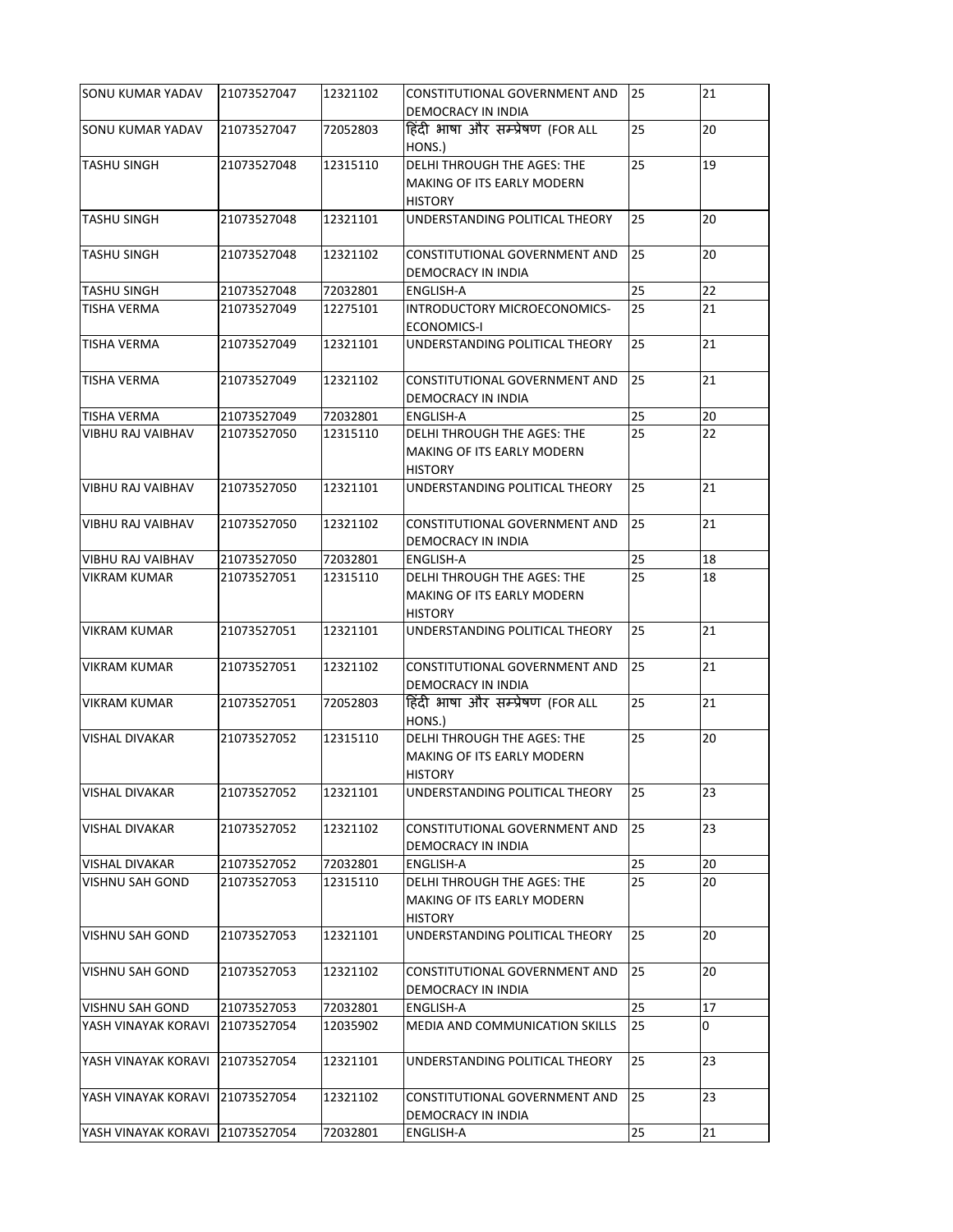| | | | | | |
|---|---|---|---|---|---|
| SONU KUMAR YADAV | 21073527047 | 12321102 | CONSTITUTIONAL GOVERNMENT AND DEMOCRACY IN INDIA | 25 | 21 |
| SONU KUMAR YADAV | 21073527047 | 72052803 | हिंदी भाषा और सम्प्रेषण (FOR ALL HONS.) | 25 | 20 |
| TASHU SINGH | 21073527048 | 12315110 | DELHI THROUGH THE AGES: THE MAKING OF ITS EARLY MODERN HISTORY | 25 | 19 |
| TASHU SINGH | 21073527048 | 12321101 | UNDERSTANDING POLITICAL THEORY | 25 | 20 |
| TASHU SINGH | 21073527048 | 12321102 | CONSTITUTIONAL GOVERNMENT AND DEMOCRACY IN INDIA | 25 | 20 |
| TASHU SINGH | 21073527048 | 72032801 | ENGLISH-A | 25 | 22 |
| TISHA VERMA | 21073527049 | 12275101 | INTRODUCTORY MICROECONOMICS-ECONOMICS-I | 25 | 21 |
| TISHA VERMA | 21073527049 | 12321101 | UNDERSTANDING POLITICAL THEORY | 25 | 21 |
| TISHA VERMA | 21073527049 | 12321102 | CONSTITUTIONAL GOVERNMENT AND DEMOCRACY IN INDIA | 25 | 21 |
| TISHA VERMA | 21073527049 | 72032801 | ENGLISH-A | 25 | 20 |
| VIBHU RAJ VAIBHAV | 21073527050 | 12315110 | DELHI THROUGH THE AGES: THE MAKING OF ITS EARLY MODERN HISTORY | 25 | 22 |
| VIBHU RAJ VAIBHAV | 21073527050 | 12321101 | UNDERSTANDING POLITICAL THEORY | 25 | 21 |
| VIBHU RAJ VAIBHAV | 21073527050 | 12321102 | CONSTITUTIONAL GOVERNMENT AND DEMOCRACY IN INDIA | 25 | 21 |
| VIBHU RAJ VAIBHAV | 21073527050 | 72032801 | ENGLISH-A | 25 | 18 |
| VIKRAM KUMAR | 21073527051 | 12315110 | DELHI THROUGH THE AGES: THE MAKING OF ITS EARLY MODERN HISTORY | 25 | 18 |
| VIKRAM KUMAR | 21073527051 | 12321101 | UNDERSTANDING POLITICAL THEORY | 25 | 21 |
| VIKRAM KUMAR | 21073527051 | 12321102 | CONSTITUTIONAL GOVERNMENT AND DEMOCRACY IN INDIA | 25 | 21 |
| VIKRAM KUMAR | 21073527051 | 72052803 | हिंदी भाषा और सम्प्रेषण (FOR ALL HONS.) | 25 | 21 |
| VISHAL DIVAKAR | 21073527052 | 12315110 | DELHI THROUGH THE AGES: THE MAKING OF ITS EARLY MODERN HISTORY | 25 | 20 |
| VISHAL DIVAKAR | 21073527052 | 12321101 | UNDERSTANDING POLITICAL THEORY | 25 | 23 |
| VISHAL DIVAKAR | 21073527052 | 12321102 | CONSTITUTIONAL GOVERNMENT AND DEMOCRACY IN INDIA | 25 | 23 |
| VISHAL DIVAKAR | 21073527052 | 72032801 | ENGLISH-A | 25 | 20 |
| VISHNU SAH GOND | 21073527053 | 12315110 | DELHI THROUGH THE AGES: THE MAKING OF ITS EARLY MODERN HISTORY | 25 | 20 |
| VISHNU SAH GOND | 21073527053 | 12321101 | UNDERSTANDING POLITICAL THEORY | 25 | 20 |
| VISHNU SAH GOND | 21073527053 | 12321102 | CONSTITUTIONAL GOVERNMENT AND DEMOCRACY IN INDIA | 25 | 20 |
| VISHNU SAH GOND | 21073527053 | 72032801 | ENGLISH-A | 25 | 17 |
| YASH VINAYAK KORAVI | 21073527054 | 12035902 | MEDIA AND COMMUNICATION SKILLS | 25 | 0 |
| YASH VINAYAK KORAVI | 21073527054 | 12321101 | UNDERSTANDING POLITICAL THEORY | 25 | 23 |
| YASH VINAYAK KORAVI | 21073527054 | 12321102 | CONSTITUTIONAL GOVERNMENT AND DEMOCRACY IN INDIA | 25 | 23 |
| YASH VINAYAK KORAVI | 21073527054 | 72032801 | ENGLISH-A | 25 | 21 |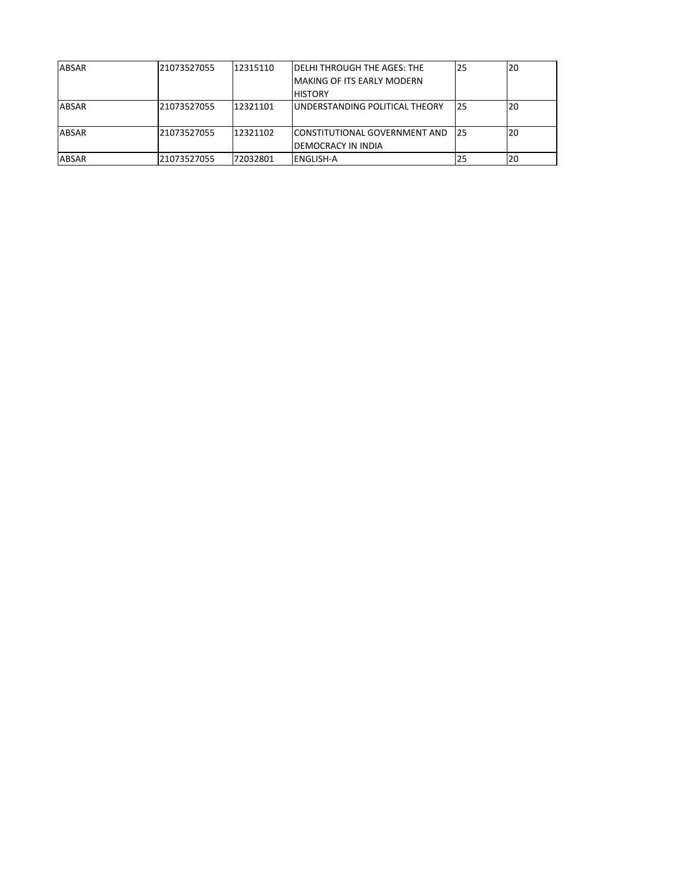| | | | | | |
|---|---|---|---|---|---|
| ABSAR | 21073527055 | 12315110 | DELHI THROUGH THE AGES: THE MAKING OF ITS EARLY MODERN HISTORY | 25 | 20 |
| ABSAR | 21073527055 | 12321101 | UNDERSTANDING POLITICAL THEORY | 25 | 20 |
| ABSAR | 21073527055 | 12321102 | CONSTITUTIONAL GOVERNMENT AND DEMOCRACY IN INDIA | 25 | 20 |
| ABSAR | 21073527055 | 72032801 | ENGLISH-A | 25 | 20 |